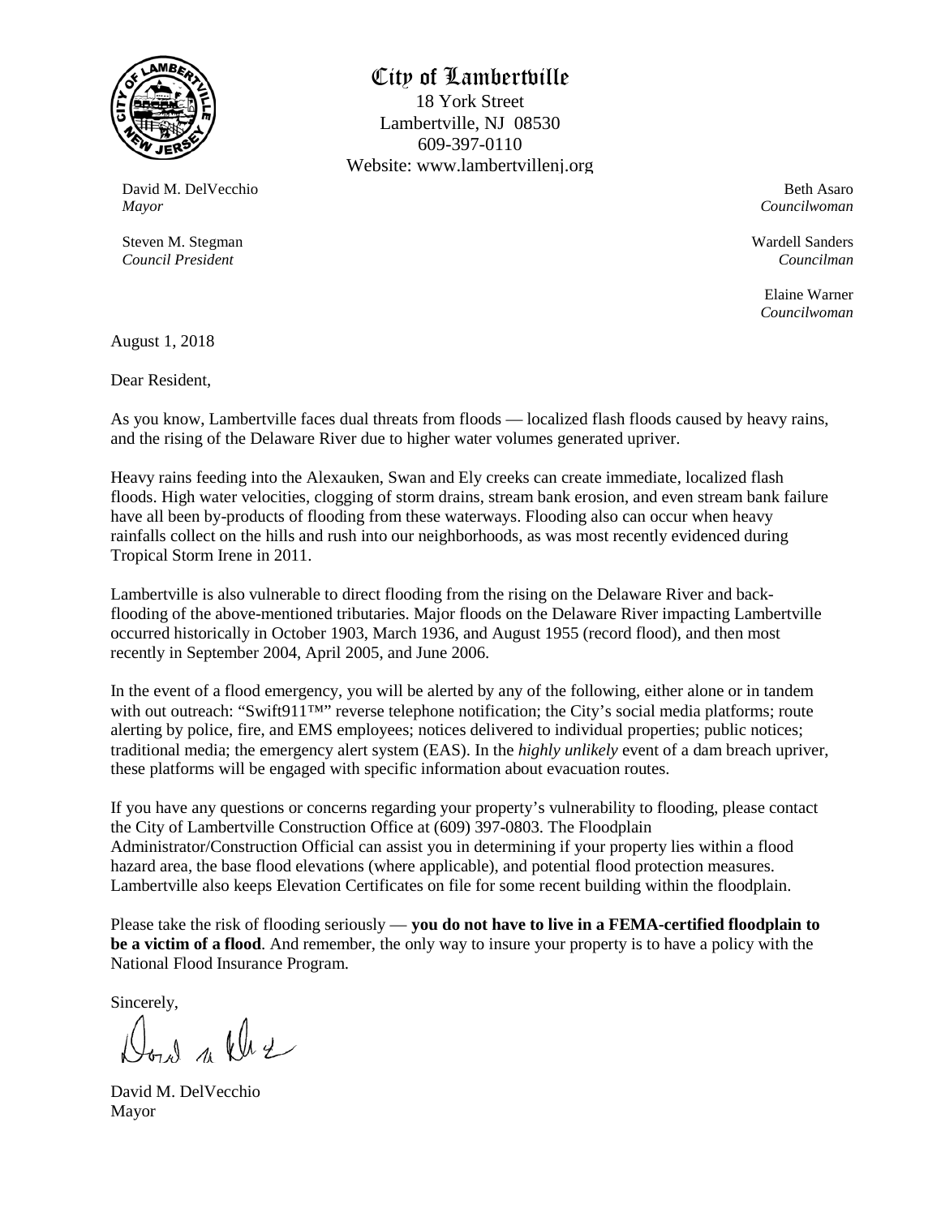# City of Lambertville

18 York Street
Lambertville, NJ 08530
609-397-0110
Website: www.lambertvillenj.org

David M. DelVecchio
*Mayor*

Steven M. Stegman
*Council President*

Beth Asaro
*Councilwoman*

Wardell Sanders
*Councilman*

Elaine Warner
*Councilwoman*

August 1, 2018

Dear Resident,

As you know, Lambertville faces dual threats from floods — localized flash floods caused by heavy rains, and the rising of the Delaware River due to higher water volumes generated upriver.

Heavy rains feeding into the Alexauken, Swan and Ely creeks can create immediate, localized flash floods. High water velocities, clogging of storm drains, stream bank erosion, and even stream bank failure have all been by-products of flooding from these waterways. Flooding also can occur when heavy rainfalls collect on the hills and rush into our neighborhoods, as was most recently evidenced during Tropical Storm Irene in 2011.

Lambertville is also vulnerable to direct flooding from the rising on the Delaware River and back-flooding of the above-mentioned tributaries. Major floods on the Delaware River impacting Lambertville occurred historically in October 1903, March 1936, and August 1955 (record flood), and then most recently in September 2004, April 2005, and June 2006.

In the event of a flood emergency, you will be alerted by any of the following, either alone or in tandem with out outreach: "Swift911™" reverse telephone notification; the City's social media platforms; route alerting by police, fire, and EMS employees; notices delivered to individual properties; public notices; traditional media; the emergency alert system (EAS). In the *highly unlikely* event of a dam breach upriver, these platforms will be engaged with specific information about evacuation routes.

If you have any questions or concerns regarding your property's vulnerability to flooding, please contact the City of Lambertville Construction Office at (609) 397-0803. The Floodplain Administrator/Construction Official can assist you in determining if your property lies within a flood hazard area, the base flood elevations (where applicable), and potential flood protection measures. Lambertville also keeps Elevation Certificates on file for some recent building within the floodplain.

Please take the risk of flooding seriously — **you do not have to live in a FEMA-certified floodplain to be a victim of a flood**. And remember, the only way to insure your property is to have a policy with the National Flood Insurance Program.

Sincerely,

David M. DelVecchio
Mayor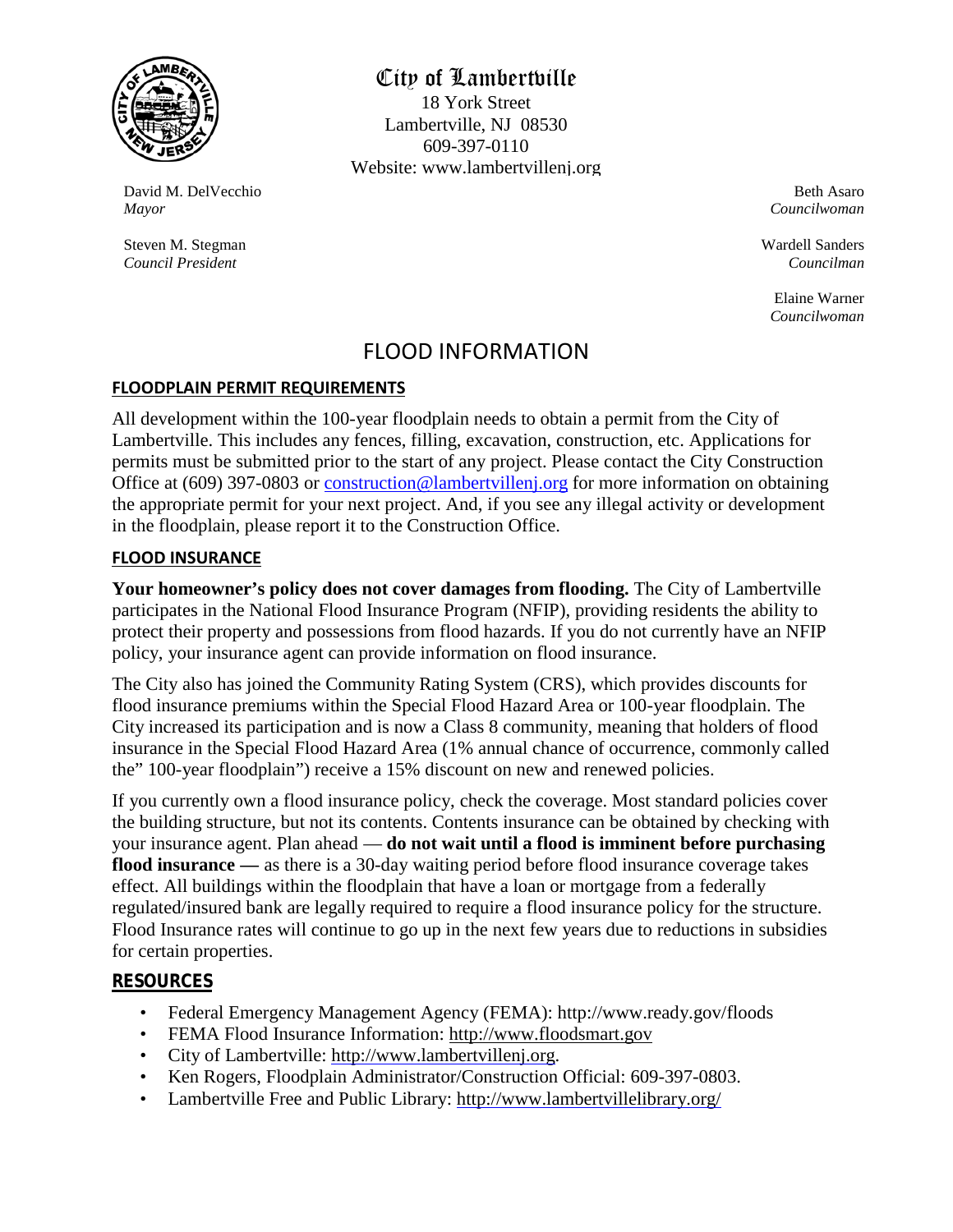# City of Lambertville

18 York Street
Lambertville, NJ 08530
609-397-0110
Website: www.lambertvillenj.org

David M. DelVecchio
*Mayor*

Steven M. Stegman
*Council President*

Beth Asaro
*Councilwoman*

Wardell Sanders
*Councilman*

Elaine Warner
*Councilwoman*

## FLOOD INFORMATION

### FLOODPLAIN PERMIT REQUIREMENTS

All development within the 100-year floodplain needs to obtain a permit from the City of Lambertville. This includes any fences, filling, excavation, construction, etc. Applications for permits must be submitted prior to the start of any project. Please contact the City Construction Office at (609) 397-0803 or construction@lambertvillenj.org for more information on obtaining the appropriate permit for your next project. And, if you see any illegal activity or development in the floodplain, please report it to the Construction Office.

### FLOOD INSURANCE

**Your homeowner's policy does not cover damages from flooding.** The City of Lambertville participates in the National Flood Insurance Program (NFIP), providing residents the ability to protect their property and possessions from flood hazards. If you do not currently have an NFIP policy, your insurance agent can provide information on flood insurance.

The City also has joined the Community Rating System (CRS), which provides discounts for flood insurance premiums within the Special Flood Hazard Area or 100-year floodplain. The City increased its participation and is now a Class 8 community, meaning that holders of flood insurance in the Special Flood Hazard Area (1% annual chance of occurrence, commonly called the" 100-year floodplain") receive a 15% discount on new and renewed policies.

If you currently own a flood insurance policy, check the coverage. Most standard policies cover the building structure, but not its contents. Contents insurance can be obtained by checking with your insurance agent. Plan ahead — **do not wait until a flood is imminent before purchasing flood insurance —** as there is a 30-day waiting period before flood insurance coverage takes effect. All buildings within the floodplain that have a loan or mortgage from a federally regulated/insured bank are legally required to require a flood insurance policy for the structure. Flood Insurance rates will continue to go up in the next few years due to reductions in subsidies for certain properties.

### RESOURCES

- Federal Emergency Management Agency (FEMA): http://www.ready.gov/floods
- FEMA Flood Insurance Information: http://www.floodsmart.gov
- City of Lambertville: http://www.lambertvillenj.org.
- Ken Rogers, Floodplain Administrator/Construction Official: 609-397-0803.
- Lambertville Free and Public Library: http://www.lambertvillelibrary.org/